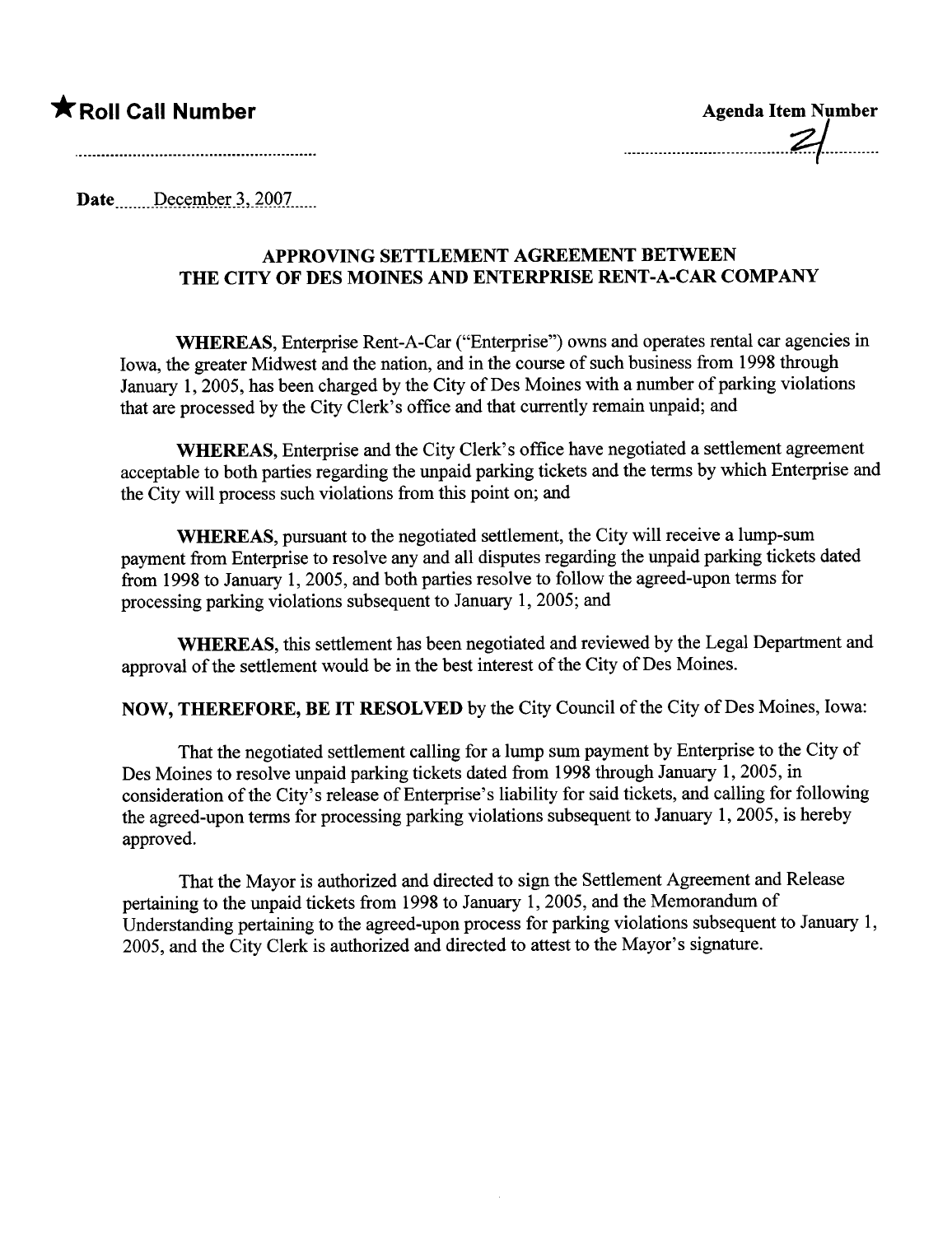★ **Roll Call Number**

**Agenda Item Number** 21

**Date** December 3, 2007

## APPROVING SETTLEMENT AGREEMENT BETWEEN THE CITY OF DES MOINES AND ENTERPRISE RENT-A-CAR COMPANY

**WHEREAS**, Enterprise Rent-A-Car ("Enterprise") owns and operates rental car agencies in Iowa, the greater Midwest and the nation, and in the course of such business from 1998 through January 1, 2005, has been charged by the City of Des Moines with a number of parking violations that are processed by the City Clerk's office and that currently remain unpaid; and

**WHEREAS**, Enterprise and the City Clerk's office have negotiated a settlement agreement acceptable to both parties regarding the unpaid parking tickets and the terms by which Enterprise and the City will process such violations from this point on; and

**WHEREAS**, pursuant to the negotiated settlement, the City will receive a lump-sum payment from Enterprise to resolve any and all disputes regarding the unpaid parking tickets dated from 1998 to January 1, 2005, and both parties resolve to follow the agreed-upon terms for processing parking violations subsequent to January 1, 2005; and

**WHEREAS**, this settlement has been negotiated and reviewed by the Legal Department and approval of the settlement would be in the best interest of the City of Des Moines.

**NOW, THEREFORE, BE IT RESOLVED** by the City Council of the City of Des Moines, Iowa:

That the negotiated settlement calling for a lump sum payment by Enterprise to the City of Des Moines to resolve unpaid parking tickets dated from 1998 through January 1, 2005, in consideration of the City's release of Enterprise's liability for said tickets, and calling for following the agreed-upon terms for processing parking violations subsequent to January 1, 2005, is hereby approved.

That the Mayor is authorized and directed to sign the Settlement Agreement and Release pertaining to the unpaid tickets from 1998 to January 1, 2005, and the Memorandum of Understanding pertaining to the agreed-upon process for parking violations subsequent to January 1, 2005, and the City Clerk is authorized and directed to attest to the Mayor's signature.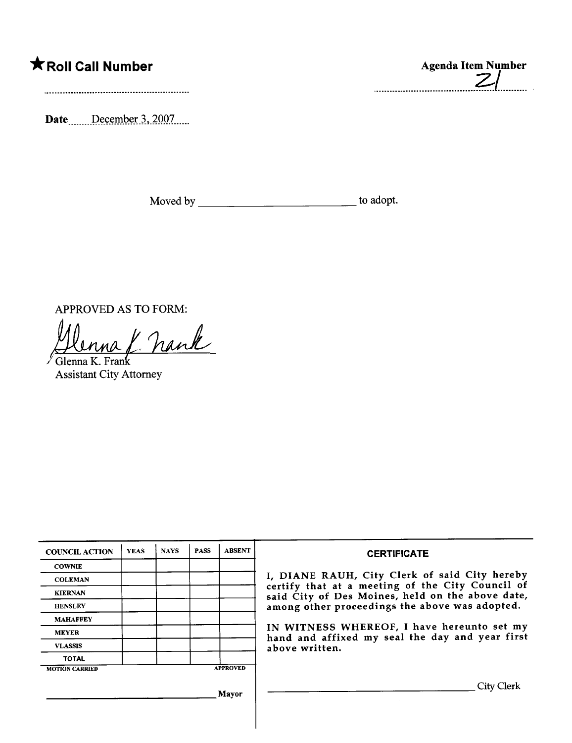**★Roll Call Number**

**Agenda Item Number**

21

**Date** December 3, 2007

Moved by ____________________________ to adopt.

APPROVED AS TO FORM:

Glenna K. Frank
Assistant City Attorney

| COUNCIL ACTION | YEAS | NAYS | PASS | ABSENT |
|---|---|---|---|---|
| COWNIE | | | | |
| COLEMAN | | | | |
| KIERNAN | | | | |
| HENSLEY | | | | |
| MAHAFFEY | | | | |
| MEYER | | | | |
| VLASSIS | | | | |
| TOTAL | | | | |

MOTION CARRIED APPROVED

____________________________ Mayor

**CERTIFICATE**

I, DIANE RAUH, City Clerk of said City hereby certify that at a meeting of the City Council of said City of Des Moines, held on the above date, among other proceedings the above was adopted.

IN WITNESS WHEREOF, I have hereunto set my hand and affixed my seal the day and year first above written.

____________________________ City Clerk